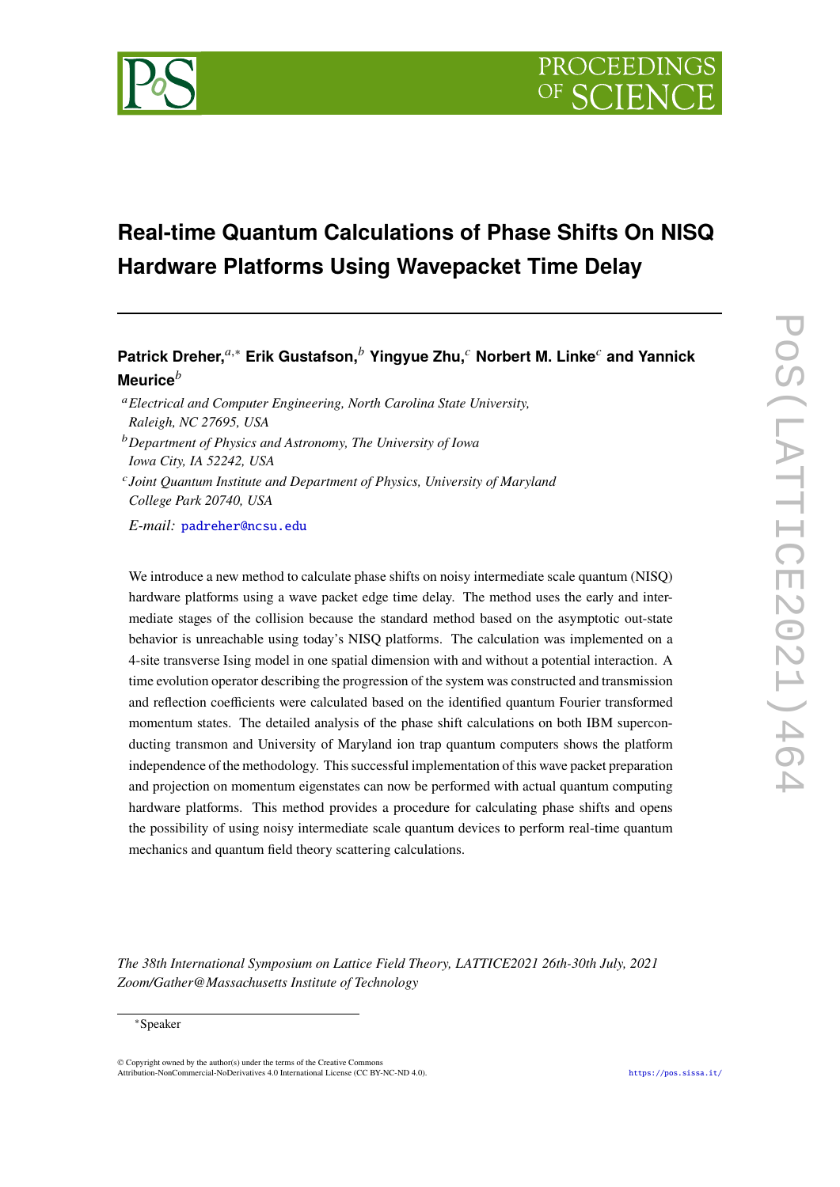# Real-time Quantum Calculations of Phase Shifts On NISQ Hardware Platforms Using Wavepacket Time Delay

**Patrick Dreher,[a,*] Erik Gustafson,[b] Yingyue Zhu,[c] Norbert M. Linke[c] and Yannick Meurice[b]**

[a] *Electrical and Computer Engineering, North Carolina State University, Raleigh, NC 27695, USA*

[b] *Department of Physics and Astronomy, The University of Iowa Iowa City, IA 52242, USA*

[c] *Joint Quantum Institute and Department of Physics, University of Maryland College Park 20740, USA*

*E-mail:* padreher@ncsu.edu

We introduce a new method to calculate phase shifts on noisy intermediate scale quantum (NISQ) hardware platforms using a wave packet edge time delay. The method uses the early and intermediate stages of the collision because the standard method based on the asymptotic out-state behavior is unreachable using today's NISQ platforms. The calculation was implemented on a 4-site transverse Ising model in one spatial dimension with and without a potential interaction. A time evolution operator describing the progression of the system was constructed and transmission and reflection coefficients were calculated based on the identified quantum Fourier transformed momentum states. The detailed analysis of the phase shift calculations on both IBM superconducting transmon and University of Maryland ion trap quantum computers shows the platform independence of the methodology. This successful implementation of this wave packet preparation and projection on momentum eigenstates can now be performed with actual quantum computing hardware platforms. This method provides a procedure for calculating phase shifts and opens the possibility of using noisy intermediate scale quantum devices to perform real-time quantum mechanics and quantum field theory scattering calculations.

*The 38th International Symposium on Lattice Field Theory, LATTICE2021 26th-30th July, 2021 Zoom/Gather@Massachusetts Institute of Technology*

[*] Speaker

© Copyright owned by the author(s) under the terms of the Creative Commons Attribution-NonCommercial-NoDerivatives 4.0 International License (CC BY-NC-ND 4.0).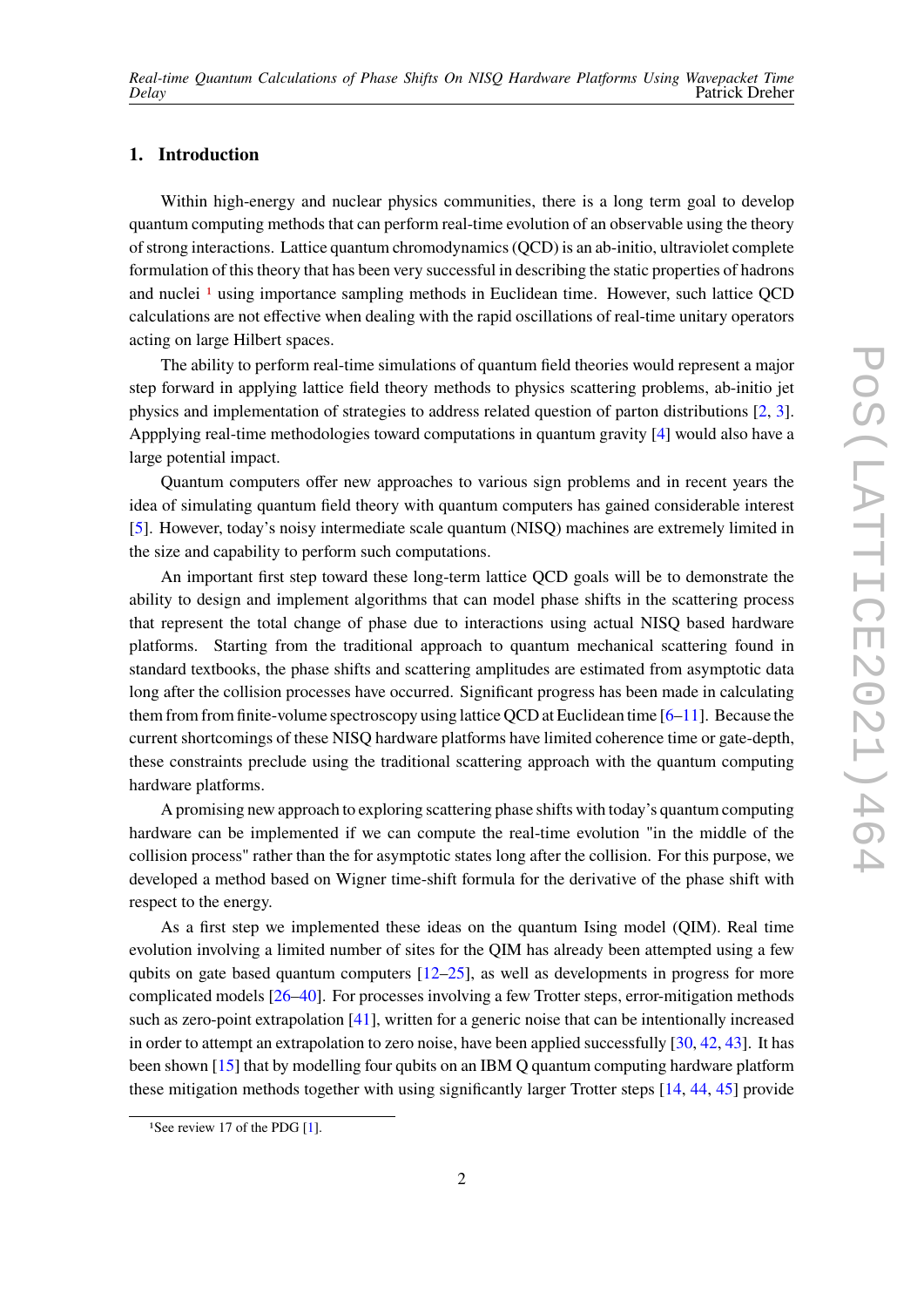## 1. Introduction

Within high-energy and nuclear physics communities, there is a long term goal to develop quantum computing methods that can perform real-time evolution of an observable using the theory of strong interactions. Lattice quantum chromodynamics (QCD) is an ab-initio, ultraviolet complete formulation of this theory that has been very successful in describing the static properties of hadrons and nuclei [1] using importance sampling methods in Euclidean time. However, such lattice QCD calculations are not effective when dealing with the rapid oscillations of real-time unitary operators acting on large Hilbert spaces.

The ability to perform real-time simulations of quantum field theories would represent a major step forward in applying lattice field theory methods to physics scattering problems, ab-initio jet physics and implementation of strategies to address related question of parton distributions [2, 3]. Appplying real-time methodologies toward computations in quantum gravity [4] would also have a large potential impact.

Quantum computers offer new approaches to various sign problems and in recent years the idea of simulating quantum field theory with quantum computers has gained considerable interest [5]. However, today's noisy intermediate scale quantum (NISQ) machines are extremely limited in the size and capability to perform such computations.

An important first step toward these long-term lattice QCD goals will be to demonstrate the ability to design and implement algorithms that can model phase shifts in the scattering process that represent the total change of phase due to interactions using actual NISQ based hardware platforms. Starting from the traditional approach to quantum mechanical scattering found in standard textbooks, the phase shifts and scattering amplitudes are estimated from asymptotic data long after the collision processes have occurred. Significant progress has been made in calculating them from from finite-volume spectroscopy using lattice QCD at Euclidean time [6–11]. Because the current shortcomings of these NISQ hardware platforms have limited coherence time or gate-depth, these constraints preclude using the traditional scattering approach with the quantum computing hardware platforms.

A promising new approach to exploring scattering phase shifts with today's quantum computing hardware can be implemented if we can compute the real-time evolution "in the middle of the collision process" rather than the for asymptotic states long after the collision. For this purpose, we developed a method based on Wigner time-shift formula for the derivative of the phase shift with respect to the energy.

As a first step we implemented these ideas on the quantum Ising model (QIM). Real time evolution involving a limited number of sites for the QIM has already been attempted using a few qubits on gate based quantum computers [12–25], as well as developments in progress for more complicated models [26–40]. For processes involving a few Trotter steps, error-mitigation methods such as zero-point extrapolation [41], written for a generic noise that can be intentionally increased in order to attempt an extrapolation to zero noise, have been applied successfully [30, 42, 43]. It has been shown [15] that by modelling four qubits on an IBM Q quantum computing hardware platform these mitigation methods together with using significantly larger Trotter steps [14, 44, 45] provide

[1] See review 17 of the PDG [1].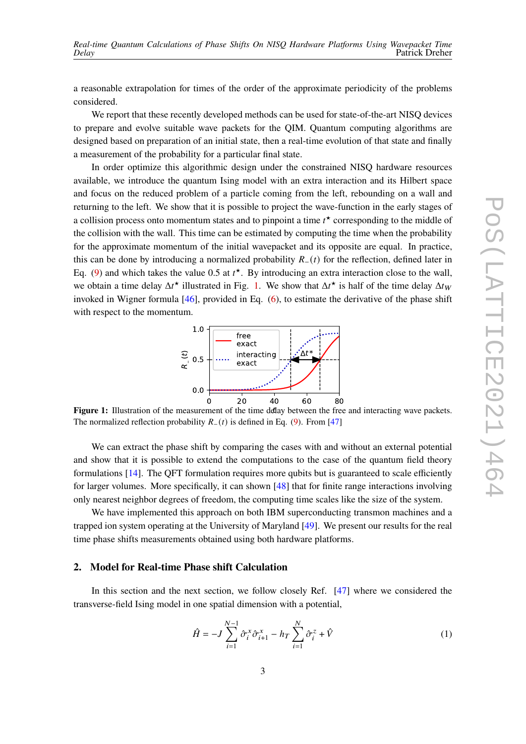a reasonable extrapolation for times of the order of the approximate periodicity of the problems considered.

We report that these recently developed methods can be used for state-of-the-art NISQ devices to prepare and evolve suitable wave packets for the QIM. Quantum computing algorithms are designed based on preparation of an initial state, then a real-time evolution of that state and finally a measurement of the probability for a particular final state.

In order optimize this algorithmic design under the constrained NISQ hardware resources available, we introduce the quantum Ising model with an extra interaction and its Hilbert space and focus on the reduced problem of a particle coming from the left, rebounding on a wall and returning to the left. We show that it is possible to project the wave-function in the early stages of a collision process onto momentum states and to pinpoint a time $t^\star$ corresponding to the middle of the collision with the wall. This time can be estimated by computing the time when the probability for the approximate momentum of the initial wavepacket and its opposite are equal. In practice, this can be done by introducing a normalized probability $R_-(t)$ for the reflection, defined later in Eq. (9) and which takes the value 0.5 at $t^\star$. By introducing an extra interaction close to the wall, we obtain a time delay $\Delta t^\star$ illustrated in Fig. 1. We show that $\Delta t^\star$ is half of the time delay $\Delta t_W$ invoked in Wigner formula [46], provided in Eq. (6), to estimate the derivative of the phase shift with respect to the momentum.

**Figure 1:** Illustration of the measurement of the time delay between the free and interacting wave packets. The normalized reflection probability $R_-(t)$ is defined in Eq. (9). From [47]

We can extract the phase shift by comparing the cases with and without an external potential and show that it is possible to extend the computations to the case of the quantum field theory formulations [14]. The QFT formulation requires more qubits but is guaranteed to scale efficiently for larger volumes. More specifically, it can shown [48] that for finite range interactions involving only nearest neighbor degrees of freedom, the computing time scales like the size of the system.

We have implemented this approach on both IBM superconducting transmon machines and a trapped ion system operating at the University of Maryland [49]. We present our results for the real time phase shifts measurements obtained using both hardware platforms.

## 2. Model for Real-time Phase shift Calculation

In this section and the next section, we follow closely Ref. [47] where we considered the transverse-field Ising model in one spatial dimension with a potential,

$$\hat{H} = -J \sum_{i=1}^{N-1} \hat{\sigma}_i^x \hat{\sigma}_{i+1}^x - h_T \sum_{i=1}^{N} \hat{\sigma}_i^z + \hat{V} \tag{1}$$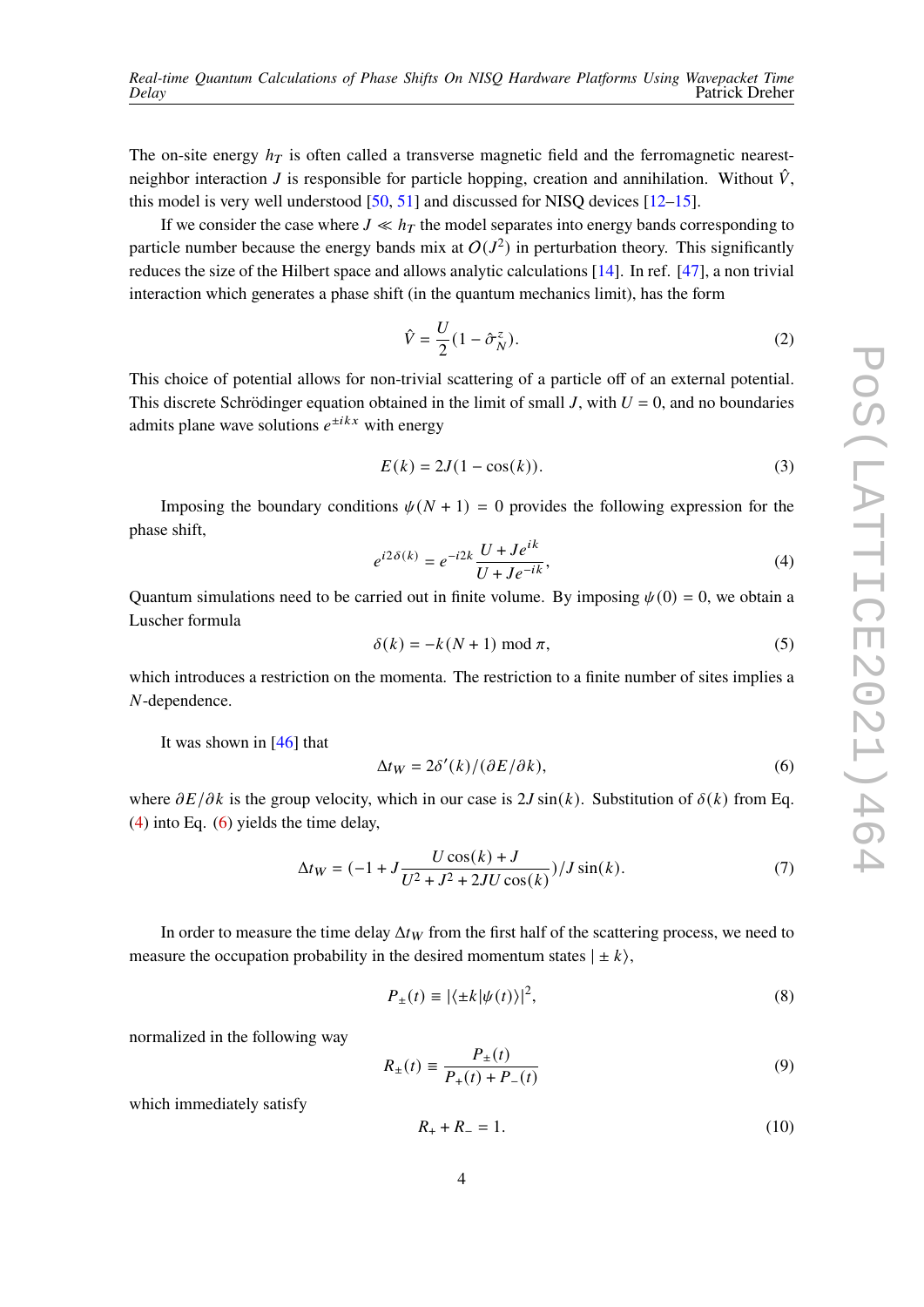The on-site energy $h_T$ is often called a transverse magnetic field and the ferromagnetic nearest-neighbor interaction $J$ is responsible for particle hopping, creation and annihilation. Without $\hat{V}$, this model is very well understood [50, 51] and discussed for NISQ devices [12–15].

If we consider the case where $J \ll h_T$ the model separates into energy bands corresponding to particle number because the energy bands mix at $O(J^2)$ in perturbation theory. This significantly reduces the size of the Hilbert space and allows analytic calculations [14]. In ref. [47], a non trivial interaction which generates a phase shift (in the quantum mechanics limit), has the form

$$\hat{V} = \frac{U}{2}(1 - \hat{\sigma}_N^z). \tag{2}$$

This choice of potential allows for non-trivial scattering of a particle off of an external potential. This discrete Schrödinger equation obtained in the limit of small $J$, with $U = 0$, and no boundaries admits plane wave solutions $e^{\pm ikx}$ with energy

$$E(k) = 2J(1 - \cos(k)). \tag{3}$$

Imposing the boundary conditions $\psi(N+1) = 0$ provides the following expression for the phase shift,

$$e^{i2\delta(k)} = e^{-i2k}\frac{U + Je^{ik}}{U + Je^{-ik}}, \tag{4}$$

Quantum simulations need to be carried out in finite volume. By imposing $\psi(0) = 0$, we obtain a Luscher formula

$$\delta(k) = -k(N+1) \bmod \pi, \tag{5}$$

which introduces a restriction on the momenta. The restriction to a finite number of sites implies a $N$-dependence.

It was shown in [46] that

$$\Delta t_W = 2\delta'(k)/(\partial E/\partial k), \tag{6}$$

where $\partial E/\partial k$ is the group velocity, which in our case is $2J\sin(k)$. Substitution of $\delta(k)$ from Eq. (4) into Eq. (6) yields the time delay,

$$\Delta t_W = (-1 + J\frac{U\cos(k) + J}{U^2 + J^2 + 2JU\cos(k)})/J\sin(k). \tag{7}$$

In order to measure the time delay $\Delta t_W$ from the first half of the scattering process, we need to measure the occupation probability in the desired momentum states $|\pm k\rangle$,

$$P_\pm(t) \equiv |\langle \pm k|\psi(t)\rangle|^2, \tag{8}$$

normalized in the following way

$$R_\pm(t) \equiv \frac{P_\pm(t)}{P_+(t) + P_-(t)} \tag{9}$$

which immediately satisfy

$$R_+ + R_- = 1. \tag{10}$$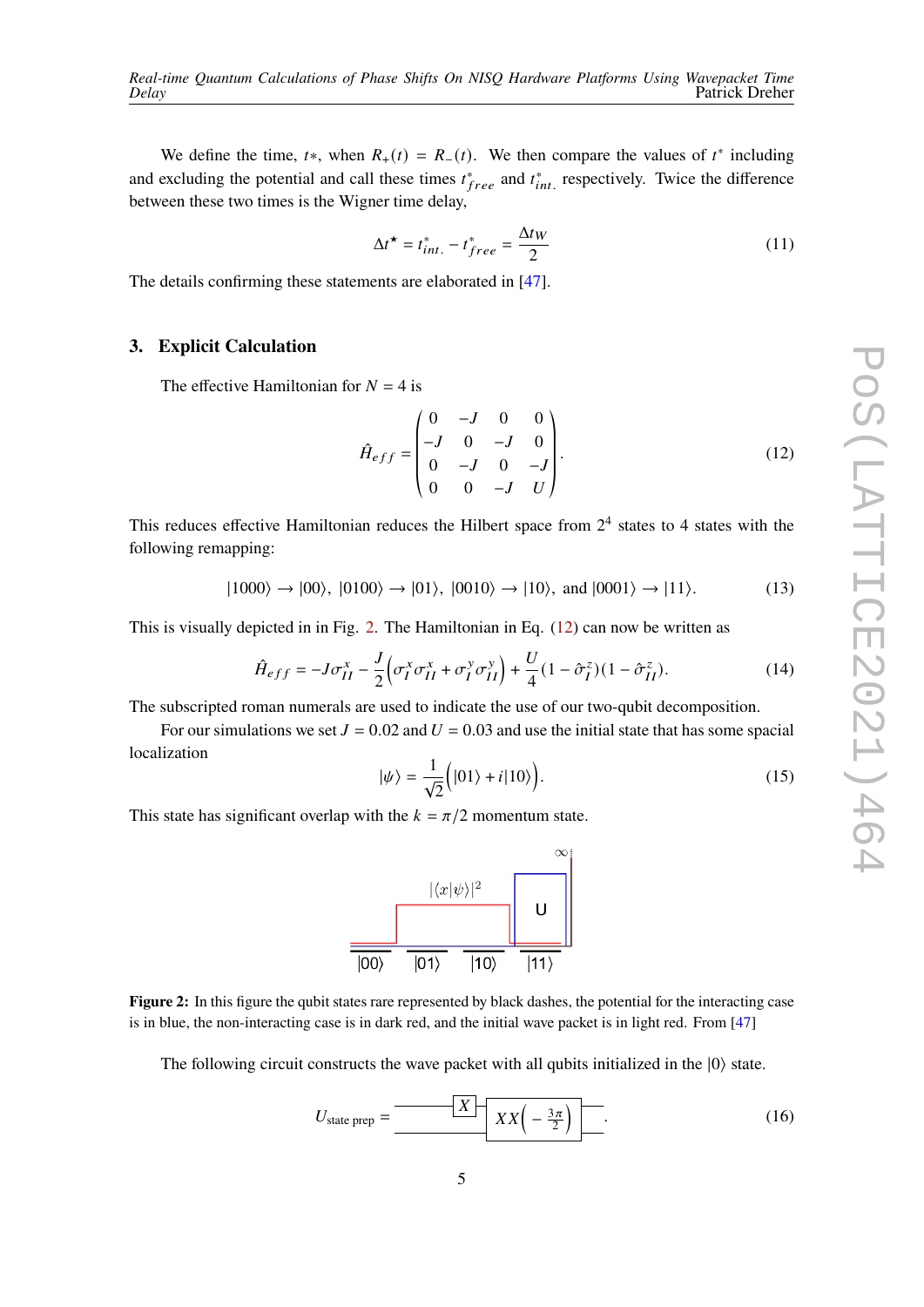We define the time, $t*$, when $R_+(t) = R_-(t)$. We then compare the values of $t^*$ including and excluding the potential and call these times $t^*_{free}$ and $t^*_{int.}$ respectively. Twice the difference between these two times is the Wigner time delay,

$$\Delta t^{\star} = t^*_{int.} - t^*_{free} = \frac{\Delta t_W}{2} \tag{11}$$

The details confirming these statements are elaborated in [47].

## 3. Explicit Calculation

The effective Hamiltonian for $N = 4$ is

$$\hat{H}_{eff} = \begin{pmatrix} 0 & -J & 0 & 0 \\ -J & 0 & -J & 0 \\ 0 & -J & 0 & -J \\ 0 & 0 & -J & U \end{pmatrix}. \tag{12}$$

This reduces effective Hamiltonian reduces the Hilbert space from $2^4$ states to 4 states with the following remapping:

$$|1000\rangle \to |00\rangle,\ |0100\rangle \to |01\rangle,\ |0010\rangle \to |10\rangle,\ \text{and}\ |0001\rangle \to |11\rangle. \tag{13}$$

This is visually depicted in in Fig. 2. The Hamiltonian in Eq. (12) can now be written as

$$\hat{H}_{eff} = -J\sigma^x_{II} - \frac{J}{2}\left(\sigma^x_I\sigma^x_{II} + \sigma^y_I\sigma^y_{II}\right) + \frac{U}{4}(1 - \hat{\sigma}^z_I)(1 - \hat{\sigma}^z_{II}). \tag{14}$$

The subscripted roman numerals are used to indicate the use of our two-qubit decomposition.

For our simulations we set $J = 0.02$ and $U = 0.03$ and use the initial state that has some spacial localization

$$|\psi\rangle = \frac{1}{\sqrt{2}}\Big(|01\rangle + i|10\rangle\Big). \tag{15}$$

This state has significant overlap with the $k = \pi/2$ momentum state.

**Figure 2:** In this figure the qubit states rare represented by black dashes, the potential for the interacting case is in blue, the non-interacting case is in dark red, and the initial wave packet is in light red. From [47]

The following circuit constructs the wave packet with all qubits initialized in the $|0\rangle$ state.

$$U_{\text{state prep}} = \; X \text{ (on first qubit)}, \text{ followed by } XX\left(-\frac{3\pi}{2}\right) \text{ on both qubits}. \tag{16}$$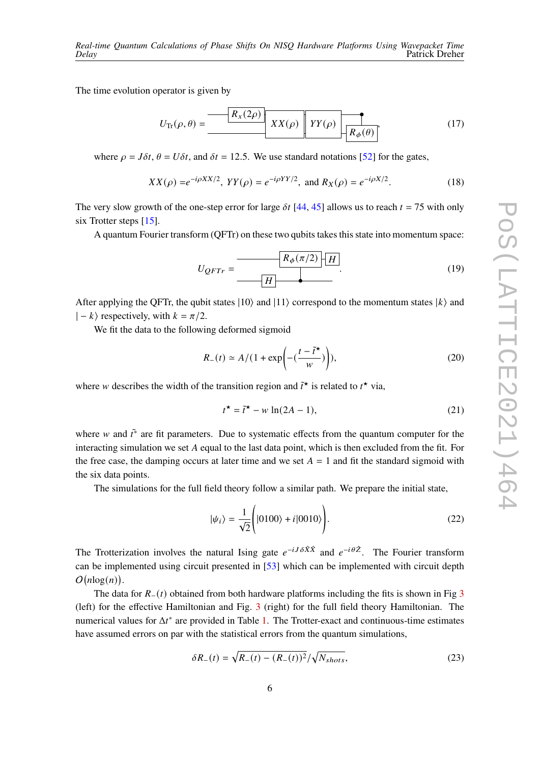The time evolution operator is given by

$$U_{\rm Tr}(\rho,\theta) = \text{[circuit: } R_x(2\rho) \text{ on top qubit; } XX(\rho);\ YY(\rho);\ \text{controlled } R_\phi(\theta) \text{ on bottom qubit]}, \tag{17}$$

where $\rho = J\delta t$, $\theta = U\delta t$, and $\delta t = 12.5$. We use standard notations [52] for the gates,

$$XX(\rho) = e^{-i\rho XX/2},\ YY(\rho) = e^{-i\rho YY/2},\ \text{and } R_X(\rho) = e^{-i\rho X/2}. \tag{18}$$

The very slow growth of the one-step error for large $\delta t$ [44, 45] allows us to reach $t = 75$ with only six Trotter steps [15].

A quantum Fourier transform (QFTr) on these two qubits takes this state into momentum space:

$$U_{QFTr} = \text{[circuit: } H \text{ on bottom qubit; controlled } R_\phi(\pi/2) \text{ on top qubit; } H \text{ on top qubit]}. \tag{19}$$

After applying the QFTr, the qubit states $|10\rangle$ and $|11\rangle$ correspond to the momentum states $|k\rangle$ and $|-k\rangle$ respectively, with $k = \pi/2$.

We fit the data to the following deformed sigmoid

$$R_-(t) \simeq A/(1+\exp\left(-(\frac{t-\tilde{t}^\star}{w})\right)), \tag{20}$$

where $w$ describes the width of the transition region and $\tilde{t}^\star$ is related to $t^\star$ via,

$$t^\star = \tilde{t}^\star - w\ \ln(2A-1), \tag{21}$$

where $w$ and $\tilde{t}^*$ are fit parameters. Due to systematic effects from the quantum computer for the interacting simulation we set $A$ equal to the last data point, which is then excluded from the fit. For the free case, the damping occurs at later time and we set $A = 1$ and fit the standard sigmoid with the six data points.

The simulations for the full field theory follow a similar path. We prepare the initial state,

$$|\psi_i\rangle = \frac{1}{\sqrt{2}}\Big(|0100\rangle + i|0010\rangle\Big). \tag{22}$$

The Trotterization involves the natural Ising gate $e^{-iJ\delta\hat{X}\hat{X}}$ and $e^{-i\theta\hat{Z}}$. The Fourier transform can be implemented using circuit presented in [53] which can be implemented with circuit depth $O\big(n\log(n)\big)$.

The data for $R_-(t)$ obtained from both hardware platforms including the fits is shown in Fig 3 (left) for the effective Hamiltonian and Fig. 3 (right) for the full field theory Hamiltonian. The numerical values for $\Delta t^*$ are provided in Table 1. The Trotter-exact and continuous-time estimates have assumed errors on par with the statistical errors from the quantum simulations,

$$\delta R_-(t) = \sqrt{R_-(t) - (R_-(t))^2}/\sqrt{N_{shots}}, \tag{23}$$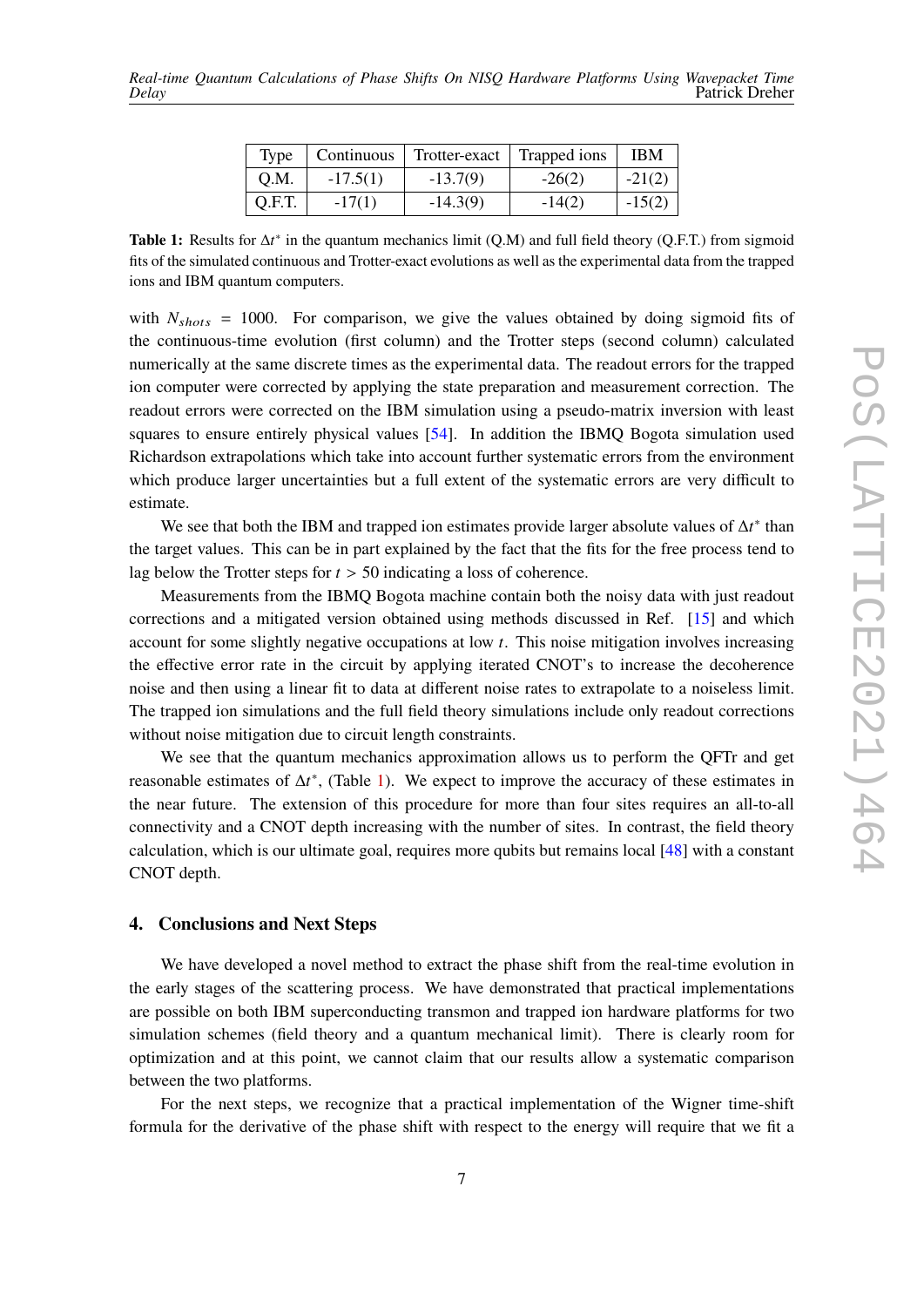| Type | Continuous | Trotter-exact | Trapped ions | IBM |
| --- | --- | --- | --- | --- |
| Q.M. | -17.5(1) | -13.7(9) | -26(2) | -21(2) |
| Q.F.T. | -17(1) | -14.3(9) | -14(2) | -15(2) |

**Table 1:** Results for $\Delta t^*$ in the quantum mechanics limit (Q.M) and full field theory (Q.F.T.) from sigmoid fits of the simulated continuous and Trotter-exact evolutions as well as the experimental data from the trapped ions and IBM quantum computers.

with $N_{shots} = 1000$. For comparison, we give the values obtained by doing sigmoid fits of the continuous-time evolution (first column) and the Trotter steps (second column) calculated numerically at the same discrete times as the experimental data. The readout errors for the trapped ion computer were corrected by applying the state preparation and measurement correction. The readout errors were corrected on the IBM simulation using a pseudo-matrix inversion with least squares to ensure entirely physical values [54]. In addition the IBMQ Bogota simulation used Richardson extrapolations which take into account further systematic errors from the environment which produce larger uncertainties but a full extent of the systematic errors are very difficult to estimate.

We see that both the IBM and trapped ion estimates provide larger absolute values of $\Delta t^*$ than the target values. This can be in part explained by the fact that the fits for the free process tend to lag below the Trotter steps for $t > 50$ indicating a loss of coherence.

Measurements from the IBMQ Bogota machine contain both the noisy data with just readout corrections and a mitigated version obtained using methods discussed in Ref. [15] and which account for some slightly negative occupations at low $t$. This noise mitigation involves increasing the effective error rate in the circuit by applying iterated CNOT's to increase the decoherence noise and then using a linear fit to data at different noise rates to extrapolate to a noiseless limit. The trapped ion simulations and the full field theory simulations include only readout corrections without noise mitigation due to circuit length constraints.

We see that the quantum mechanics approximation allows us to perform the QFTr and get reasonable estimates of $\Delta t^*$, (Table 1). We expect to improve the accuracy of these estimates in the near future. The extension of this procedure for more than four sites requires an all-to-all connectivity and a CNOT depth increasing with the number of sites. In contrast, the field theory calculation, which is our ultimate goal, requires more qubits but remains local [48] with a constant CNOT depth.

## 4. Conclusions and Next Steps

We have developed a novel method to extract the phase shift from the real-time evolution in the early stages of the scattering process. We have demonstrated that practical implementations are possible on both IBM superconducting transmon and trapped ion hardware platforms for two simulation schemes (field theory and a quantum mechanical limit). There is clearly room for optimization and at this point, we cannot claim that our results allow a systematic comparison between the two platforms.

For the next steps, we recognize that a practical implementation of the Wigner time-shift formula for the derivative of the phase shift with respect to the energy will require that we fit a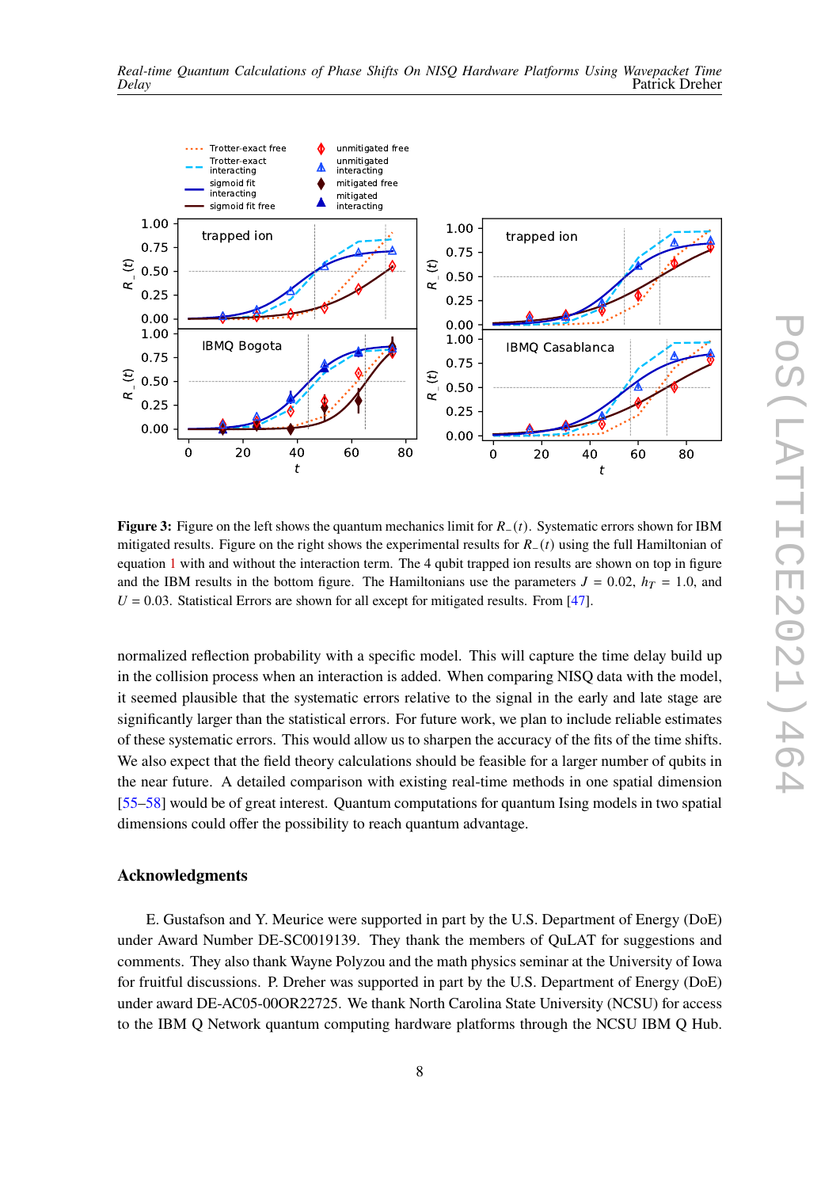**Figure 3:** Figure on the left shows the quantum mechanics limit for $R_-(t)$. Systematic errors shown for IBM mitigated results. Figure on the right shows the experimental results for $R_-(t)$ using the full Hamiltonian of equation 1 with and without the interaction term. The 4 qubit trapped ion results are shown on top in figure and the IBM results in the bottom figure. The Hamiltonians use the parameters $J = 0.02$, $h_T = 1.0$, and $U = 0.03$. Statistical Errors are shown for all except for mitigated results. From [47].

normalized reflection probability with a specific model. This will capture the time delay build up in the collision process when an interaction is added. When comparing NISQ data with the model, it seemed plausible that the systematic errors relative to the signal in the early and late stage are significantly larger than the statistical errors. For future work, we plan to include reliable estimates of these systematic errors. This would allow us to sharpen the accuracy of the fits of the time shifts. We also expect that the field theory calculations should be feasible for a larger number of qubits in the near future. A detailed comparison with existing real-time methods in one spatial dimension [55–58] would be of great interest. Quantum computations for quantum Ising models in two spatial dimensions could offer the possibility to reach quantum advantage.

## Acknowledgments

E. Gustafson and Y. Meurice were supported in part by the U.S. Department of Energy (DoE) under Award Number DE-SC0019139. They thank the members of QuLAT for suggestions and comments. They also thank Wayne Polyzou and the math physics seminar at the University of Iowa for fruitful discussions. P. Dreher was supported in part by the U.S. Department of Energy (DoE) under award DE-AC05-00OR22725. We thank North Carolina State University (NCSU) for access to the IBM Q Network quantum computing hardware platforms through the NCSU IBM Q Hub.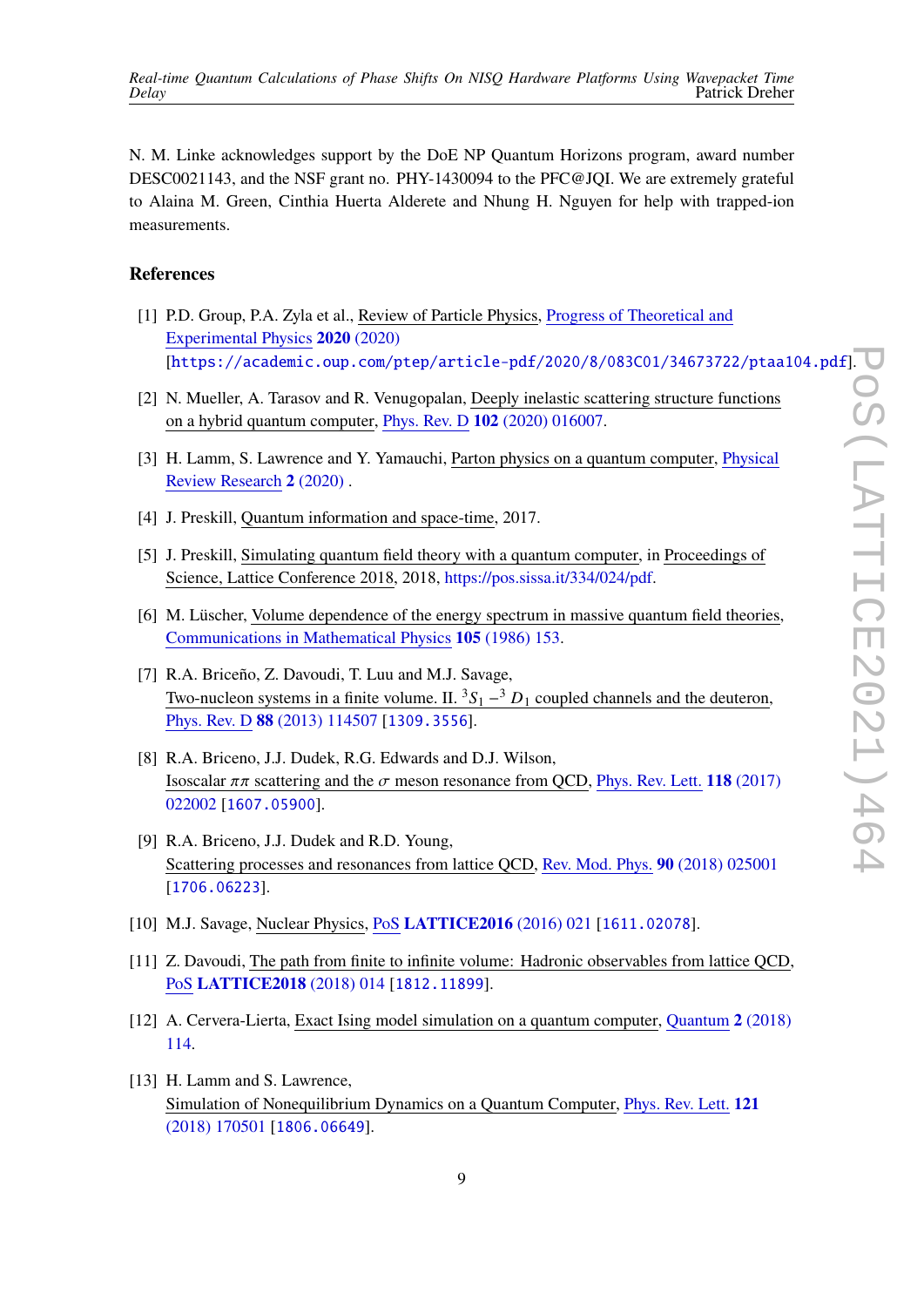N. M. Linke acknowledges support by the DoE NP Quantum Horizons program, award number DESC0021143, and the NSF grant no. PHY-1430094 to the PFC@JQI. We are extremely grateful to Alaina M. Green, Cinthia Huerta Alderete and Nhung H. Nguyen for help with trapped-ion measurements.

## References

[1] P.D. Group, P.A. Zyla et al., Review of Particle Physics, Progress of Theoretical and Experimental Physics **2020** (2020) [https://academic.oup.com/ptep/article-pdf/2020/8/083C01/34673722/ptaa104.pdf].

[2] N. Mueller, A. Tarasov and R. Venugopalan, Deeply inelastic scattering structure functions on a hybrid quantum computer, Phys. Rev. D **102** (2020) 016007.

[3] H. Lamm, S. Lawrence and Y. Yamauchi, Parton physics on a quantum computer, Physical Review Research **2** (2020) .

[4] J. Preskill, Quantum information and space-time, 2017.

[5] J. Preskill, Simulating quantum field theory with a quantum computer, in Proceedings of Science, Lattice Conference 2018, 2018, https://pos.sissa.it/334/024/pdf.

[6] M. Lüscher, Volume dependence of the energy spectrum in massive quantum field theories, Communications in Mathematical Physics **105** (1986) 153.

[7] R.A. Briceño, Z. Davoudi, T. Luu and M.J. Savage, Two-nucleon systems in a finite volume. II. $^3S_1 - ^3D_1$ coupled channels and the deuteron, Phys. Rev. D **88** (2013) 114507 [1309.3556].

[8] R.A. Briceno, J.J. Dudek, R.G. Edwards and D.J. Wilson, Isoscalar $\pi\pi$ scattering and the $\sigma$ meson resonance from QCD, Phys. Rev. Lett. **118** (2017) 022002 [1607.05900].

[9] R.A. Briceno, J.J. Dudek and R.D. Young, Scattering processes and resonances from lattice QCD, Rev. Mod. Phys. **90** (2018) 025001 [1706.06223].

[10] M.J. Savage, Nuclear Physics, PoS **LATTICE2016** (2016) 021 [1611.02078].

[11] Z. Davoudi, The path from finite to infinite volume: Hadronic observables from lattice QCD, PoS **LATTICE2018** (2018) 014 [1812.11899].

[12] A. Cervera-Lierta, Exact Ising model simulation on a quantum computer, Quantum **2** (2018) 114.

[13] H. Lamm and S. Lawrence, Simulation of Nonequilibrium Dynamics on a Quantum Computer, Phys. Rev. Lett. **121** (2018) 170501 [1806.06649].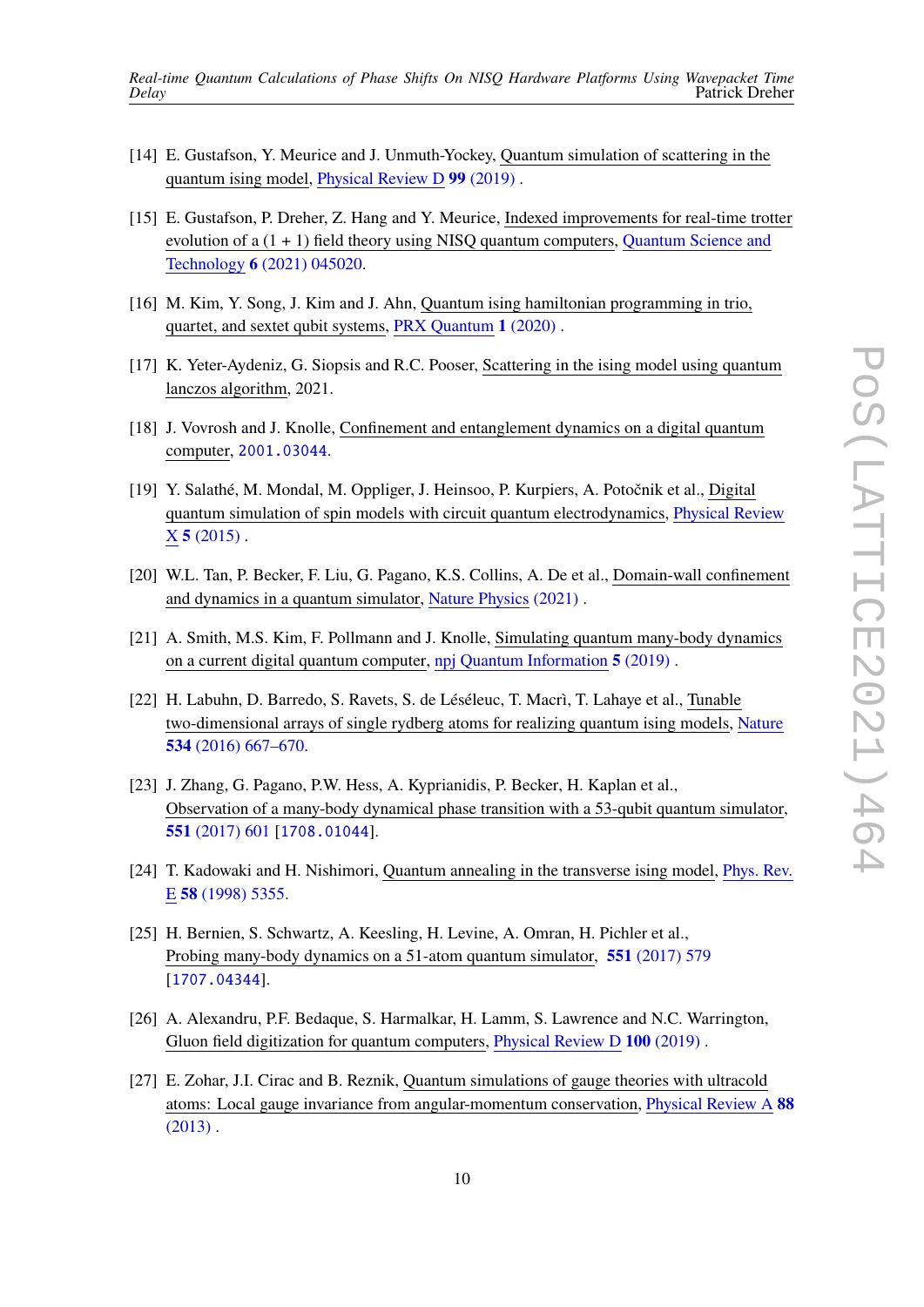[14] E. Gustafson, Y. Meurice and J. Unmuth-Yockey, Quantum simulation of scattering in the quantum ising model, Physical Review D **99** (2019) .

[15] E. Gustafson, P. Dreher, Z. Hang and Y. Meurice, Indexed improvements for real-time trotter evolution of a $(1 + 1)$ field theory using NISQ quantum computers, Quantum Science and Technology **6** (2021) 045020.

[16] M. Kim, Y. Song, J. Kim and J. Ahn, Quantum ising hamiltonian programming in trio, quartet, and sextet qubit systems, PRX Quantum **1** (2020) .

[17] K. Yeter-Aydeniz, G. Siopsis and R.C. Pooser, Scattering in the ising model using quantum lanczos algorithm, 2021.

[18] J. Vovrosh and J. Knolle, Confinement and entanglement dynamics on a digital quantum computer, 2001.03044.

[19] Y. Salathé, M. Mondal, M. Oppliger, J. Heinsoo, P. Kurpiers, A. Potočnik et al., Digital quantum simulation of spin models with circuit quantum electrodynamics, Physical Review X **5** (2015) .

[20] W.L. Tan, P. Becker, F. Liu, G. Pagano, K.S. Collins, A. De et al., Domain-wall confinement and dynamics in a quantum simulator, Nature Physics (2021) .

[21] A. Smith, M.S. Kim, F. Pollmann and J. Knolle, Simulating quantum many-body dynamics on a current digital quantum computer, npj Quantum Information **5** (2019) .

[22] H. Labuhn, D. Barredo, S. Ravets, S. de Léséleuc, T. Macrì, T. Lahaye et al., Tunable two-dimensional arrays of single rydberg atoms for realizing quantum ising models, Nature **534** (2016) 667–670.

[23] J. Zhang, G. Pagano, P.W. Hess, A. Kyprianidis, P. Becker, H. Kaplan et al., Observation of a many-body dynamical phase transition with a 53-qubit quantum simulator, **551** (2017) 601 [1708.01044].

[24] T. Kadowaki and H. Nishimori, Quantum annealing in the transverse ising model, Phys. Rev. E **58** (1998) 5355.

[25] H. Bernien, S. Schwartz, A. Keesling, H. Levine, A. Omran, H. Pichler et al., Probing many-body dynamics on a 51-atom quantum simulator, **551** (2017) 579 [1707.04344].

[26] A. Alexandru, P.F. Bedaque, S. Harmalkar, H. Lamm, S. Lawrence and N.C. Warrington, Gluon field digitization for quantum computers, Physical Review D **100** (2019) .

[27] E. Zohar, J.I. Cirac and B. Reznik, Quantum simulations of gauge theories with ultracold atoms: Local gauge invariance from angular-momentum conservation, Physical Review A **88** (2013) .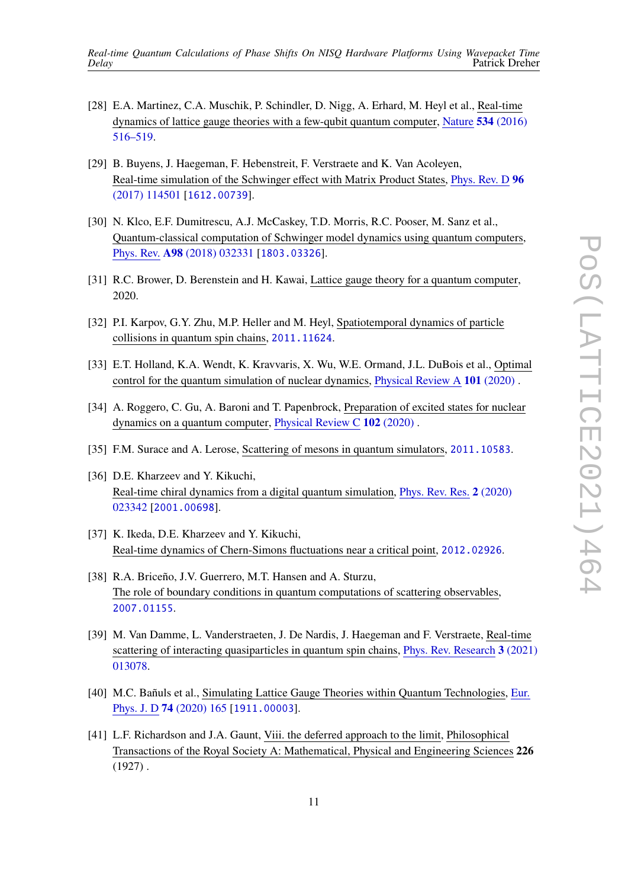[28] E.A. Martinez, C.A. Muschik, P. Schindler, D. Nigg, A. Erhard, M. Heyl et al., Real-time dynamics of lattice gauge theories with a few-qubit quantum computer, Nature **534** (2016) 516–519.

[29] B. Buyens, J. Haegeman, F. Hebenstreit, F. Verstraete and K. Van Acoleyen, Real-time simulation of the Schwinger effect with Matrix Product States, Phys. Rev. D **96** (2017) 114501 [1612.00739].

[30] N. Klco, E.F. Dumitrescu, A.J. McCaskey, T.D. Morris, R.C. Pooser, M. Sanz et al., Quantum-classical computation of Schwinger model dynamics using quantum computers, Phys. Rev. **A98** (2018) 032331 [1803.03326].

[31] R.C. Brower, D. Berenstein and H. Kawai, Lattice gauge theory for a quantum computer, 2020.

[32] P.I. Karpov, G.Y. Zhu, M.P. Heller and M. Heyl, Spatiotemporal dynamics of particle collisions in quantum spin chains, 2011.11624.

[33] E.T. Holland, K.A. Wendt, K. Kravvaris, X. Wu, W.E. Ormand, J.L. DuBois et al., Optimal control for the quantum simulation of nuclear dynamics, Physical Review A **101** (2020) .

[34] A. Roggero, C. Gu, A. Baroni and T. Papenbrock, Preparation of excited states for nuclear dynamics on a quantum computer, Physical Review C **102** (2020) .

[35] F.M. Surace and A. Lerose, Scattering of mesons in quantum simulators, 2011.10583.

[36] D.E. Kharzeev and Y. Kikuchi, Real-time chiral dynamics from a digital quantum simulation, Phys. Rev. Res. **2** (2020) 023342 [2001.00698].

[37] K. Ikeda, D.E. Kharzeev and Y. Kikuchi, Real-time dynamics of Chern-Simons fluctuations near a critical point, 2012.02926.

[38] R.A. Briceño, J.V. Guerrero, M.T. Hansen and A. Sturzu, The role of boundary conditions in quantum computations of scattering observables, 2007.01155.

[39] M. Van Damme, L. Vanderstraeten, J. De Nardis, J. Haegeman and F. Verstraete, Real-time scattering of interacting quasiparticles in quantum spin chains, Phys. Rev. Research **3** (2021) 013078.

[40] M.C. Bañuls et al., Simulating Lattice Gauge Theories within Quantum Technologies, Eur. Phys. J. D **74** (2020) 165 [1911.00003].

[41] L.F. Richardson and J.A. Gaunt, Viii. the deferred approach to the limit, Philosophical Transactions of the Royal Society A: Mathematical, Physical and Engineering Sciences **226** (1927) .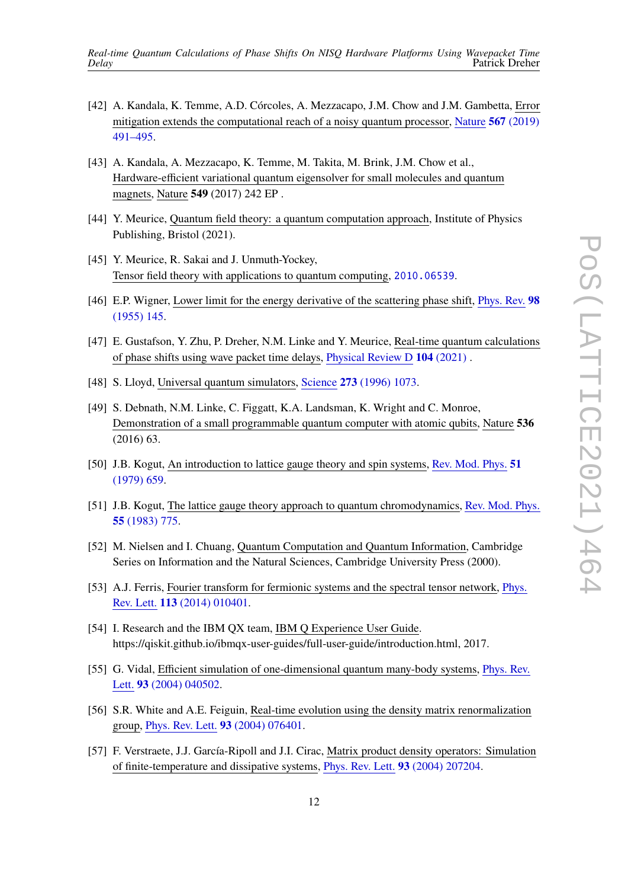[42] A. Kandala, K. Temme, A.D. Córcoles, A. Mezzacapo, J.M. Chow and J.M. Gambetta, Error mitigation extends the computational reach of a noisy quantum processor, Nature **567** (2019) 491–495.

[43] A. Kandala, A. Mezzacapo, K. Temme, M. Takita, M. Brink, J.M. Chow et al., Hardware-efficient variational quantum eigensolver for small molecules and quantum magnets, Nature **549** (2017) 242 EP .

[44] Y. Meurice, Quantum field theory: a quantum computation approach, Institute of Physics Publishing, Bristol (2021).

[45] Y. Meurice, R. Sakai and J. Unmuth-Yockey, Tensor field theory with applications to quantum computing, 2010.06539.

[46] E.P. Wigner, Lower limit for the energy derivative of the scattering phase shift, Phys. Rev. **98** (1955) 145.

[47] E. Gustafson, Y. Zhu, P. Dreher, N.M. Linke and Y. Meurice, Real-time quantum calculations of phase shifts using wave packet time delays, Physical Review D **104** (2021) .

[48] S. Lloyd, Universal quantum simulators, Science **273** (1996) 1073.

[49] S. Debnath, N.M. Linke, C. Figgatt, K.A. Landsman, K. Wright and C. Monroe, Demonstration of a small programmable quantum computer with atomic qubits, Nature **536** (2016) 63.

[50] J.B. Kogut, An introduction to lattice gauge theory and spin systems, Rev. Mod. Phys. **51** (1979) 659.

[51] J.B. Kogut, The lattice gauge theory approach to quantum chromodynamics, Rev. Mod. Phys. **55** (1983) 775.

[52] M. Nielsen and I. Chuang, Quantum Computation and Quantum Information, Cambridge Series on Information and the Natural Sciences, Cambridge University Press (2000).

[53] A.J. Ferris, Fourier transform for fermionic systems and the spectral tensor network, Phys. Rev. Lett. **113** (2014) 010401.

[54] I. Research and the IBM QX team, IBM Q Experience User Guide. https://qiskit.github.io/ibmqx-user-guides/full-user-guide/introduction.html, 2017.

[55] G. Vidal, Efficient simulation of one-dimensional quantum many-body systems, Phys. Rev. Lett. **93** (2004) 040502.

[56] S.R. White and A.E. Feiguin, Real-time evolution using the density matrix renormalization group, Phys. Rev. Lett. **93** (2004) 076401.

[57] F. Verstraete, J.J. García-Ripoll and J.I. Cirac, Matrix product density operators: Simulation of finite-temperature and dissipative systems, Phys. Rev. Lett. **93** (2004) 207204.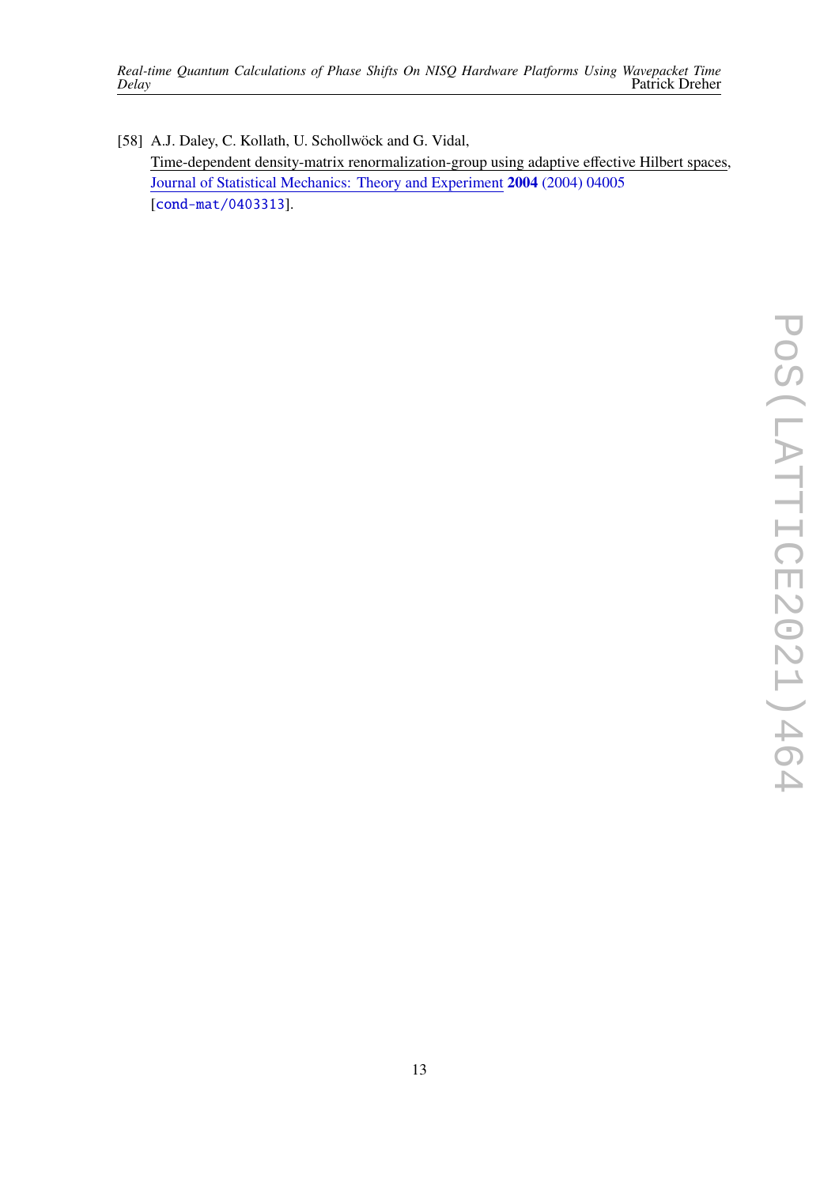[58] A.J. Daley, C. Kollath, U. Schollwöck and G. Vidal, Time-dependent density-matrix renormalization-group using adaptive effective Hilbert spaces, Journal of Statistical Mechanics: Theory and Experiment **2004** (2004) 04005 [cond-mat/0403313].